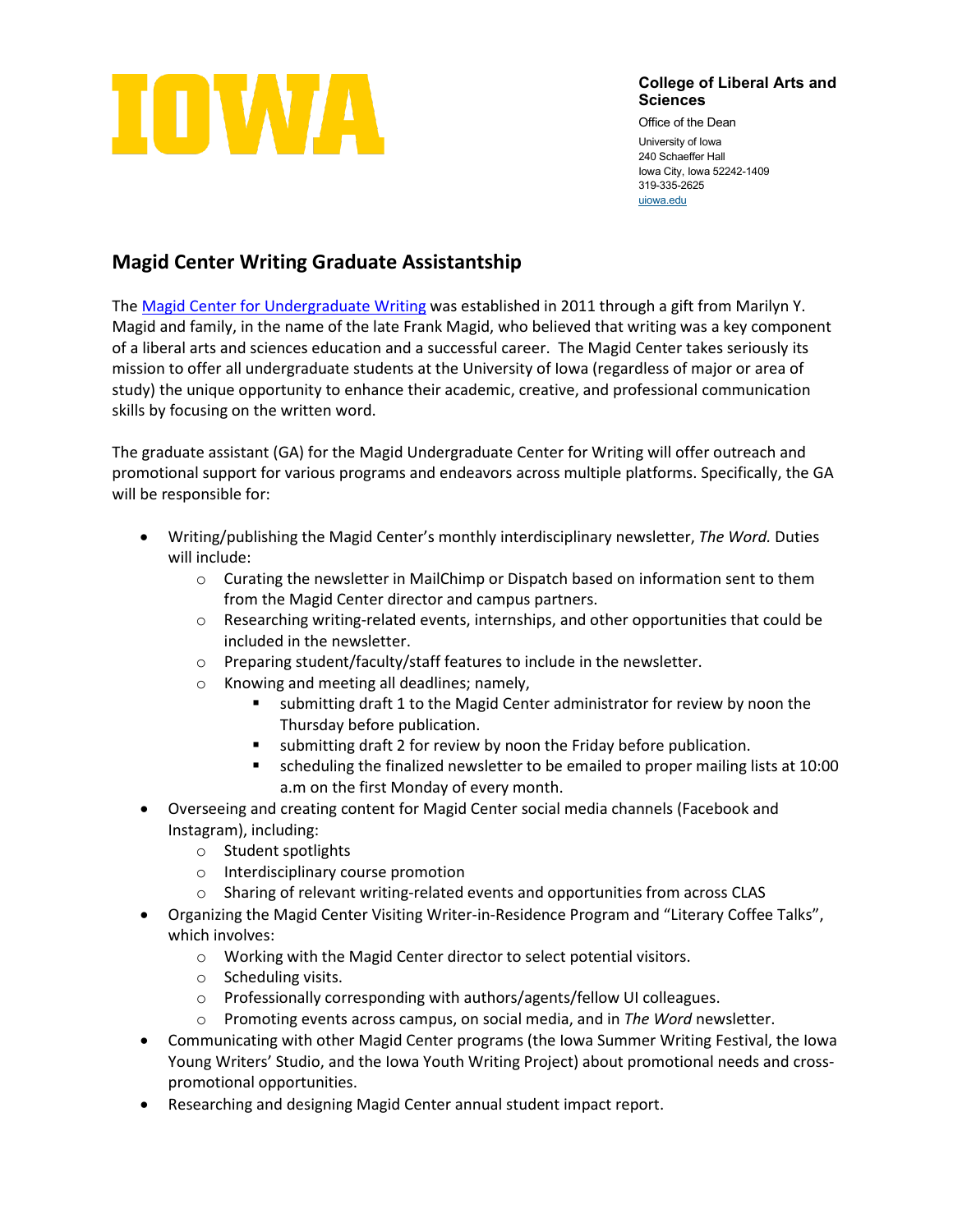IOWA

**College of Liberal Arts and Sciences**

Office of the Dean

University of Iowa
240 Schaeffer Hall
Iowa City, Iowa 52242-1409
319-335-2625
uiowa.edu

## Magid Center Writing Graduate Assistantship

The Magid Center for Undergraduate Writing was established in 2011 through a gift from Marilyn Y. Magid and family, in the name of the late Frank Magid, who believed that writing was a key component of a liberal arts and sciences education and a successful career. The Magid Center takes seriously its mission to offer all undergraduate students at the University of Iowa (regardless of major or area of study) the unique opportunity to enhance their academic, creative, and professional communication skills by focusing on the written word.

The graduate assistant (GA) for the Magid Undergraduate Center for Writing will offer outreach and promotional support for various programs and endeavors across multiple platforms. Specifically, the GA will be responsible for:

- Writing/publishing the Magid Center's monthly interdisciplinary newsletter, *The Word.* Duties will include:
  - Curating the newsletter in MailChimp or Dispatch based on information sent to them from the Magid Center director and campus partners.
  - Researching writing-related events, internships, and other opportunities that could be included in the newsletter.
  - Preparing student/faculty/staff features to include in the newsletter.
  - Knowing and meeting all deadlines; namely,
    - submitting draft 1 to the Magid Center administrator for review by noon the Thursday before publication.
    - submitting draft 2 for review by noon the Friday before publication.
    - scheduling the finalized newsletter to be emailed to proper mailing lists at 10:00 a.m on the first Monday of every month.
- Overseeing and creating content for Magid Center social media channels (Facebook and Instagram), including:
  - Student spotlights
  - Interdisciplinary course promotion
  - Sharing of relevant writing-related events and opportunities from across CLAS
- Organizing the Magid Center Visiting Writer-in-Residence Program and "Literary Coffee Talks", which involves:
  - Working with the Magid Center director to select potential visitors.
  - Scheduling visits.
  - Professionally corresponding with authors/agents/fellow UI colleagues.
  - Promoting events across campus, on social media, and in *The Word* newsletter.
- Communicating with other Magid Center programs (the Iowa Summer Writing Festival, the Iowa Young Writers' Studio, and the Iowa Youth Writing Project) about promotional needs and cross-promotional opportunities.
- Researching and designing Magid Center annual student impact report.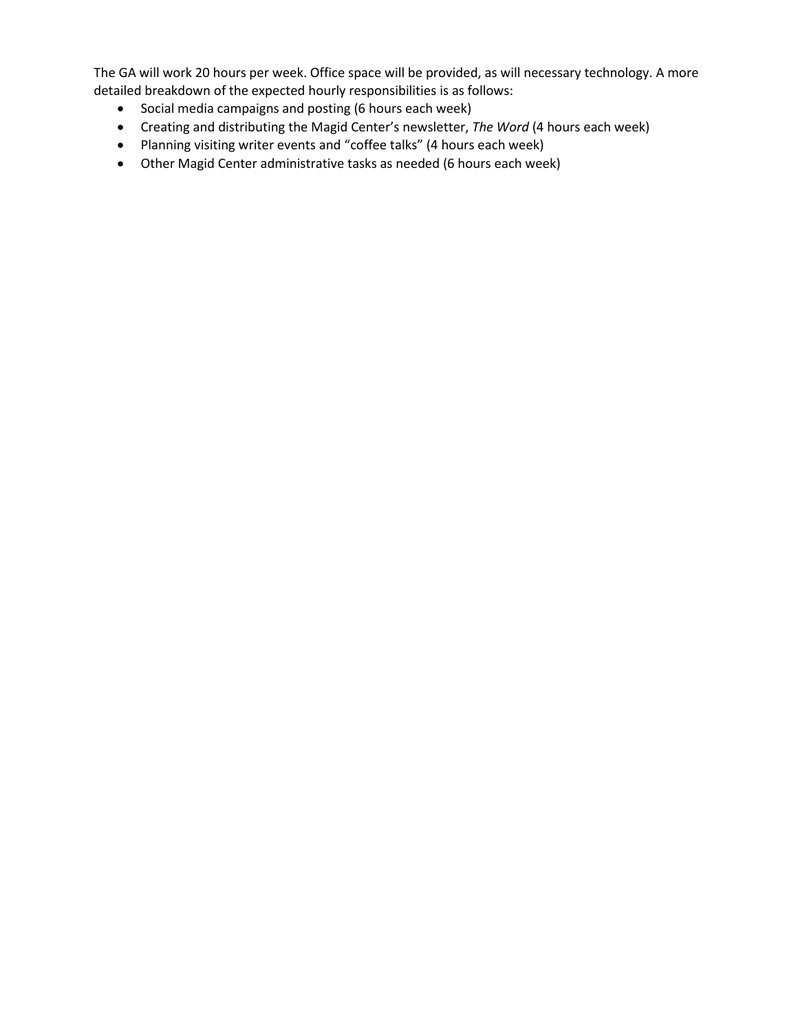The GA will work 20 hours per week. Office space will be provided, as will necessary technology. A more detailed breakdown of the expected hourly responsibilities is as follows:

- Social media campaigns and posting (6 hours each week)
- Creating and distributing the Magid Center's newsletter, *The Word* (4 hours each week)
- Planning visiting writer events and "coffee talks" (4 hours each week)
- Other Magid Center administrative tasks as needed (6 hours each week)